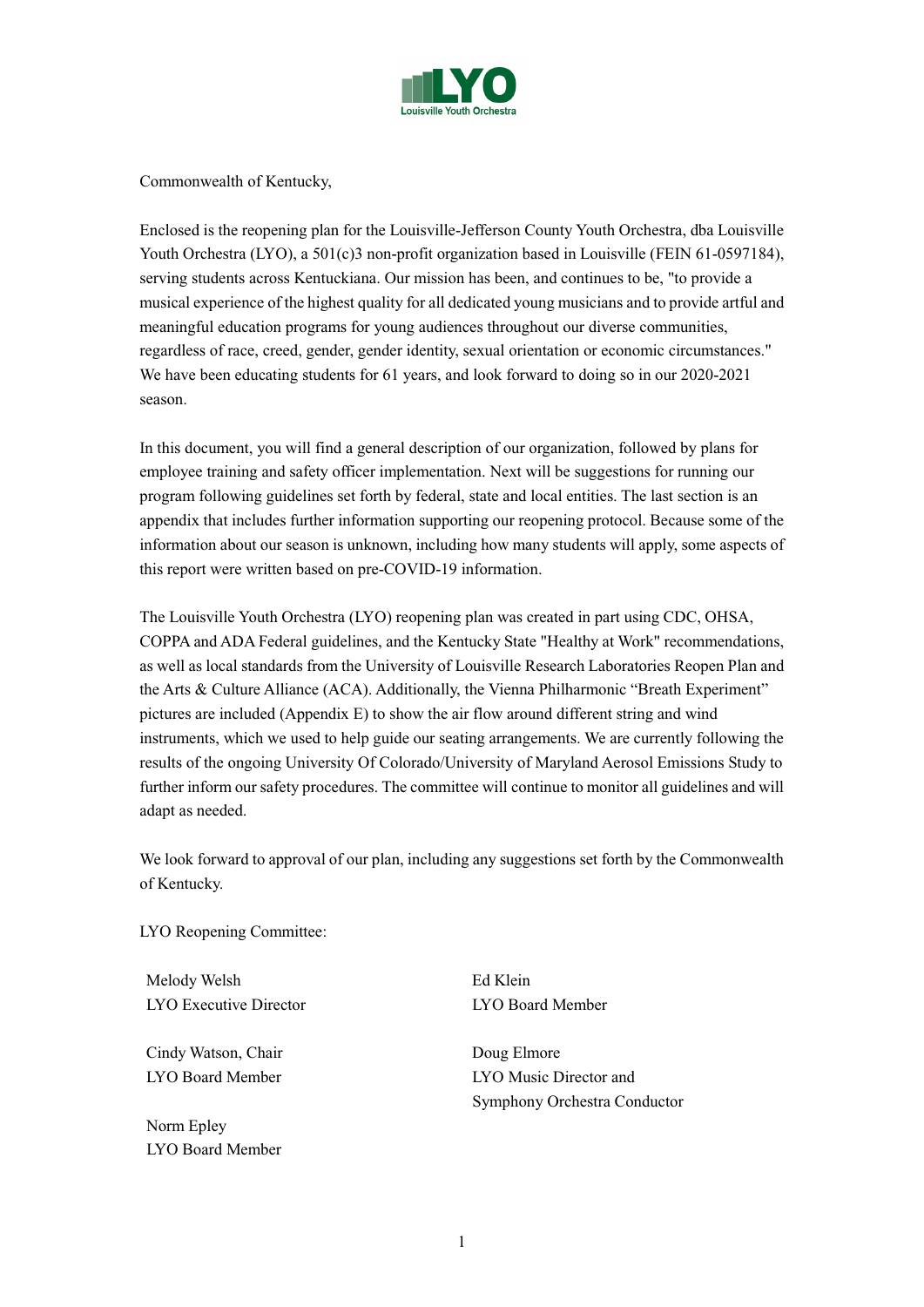Commonwealth of Kentucky,

Enclosed is the reopening plan for the Louisville-Jefferson County Youth Orchestra, dba Louisville Youth Orchestra (LYO), a 501(c)3 non-profit organization based in Louisville (FEIN 61-0597184), serving students across Kentuckiana. Our mission has been, and continues to be, "to provide a musical experience of the highest quality for all dedicated young musicians and to provide artful and meaningful education programs for young audiences throughout our diverse communities, regardless of race, creed, gender, gender identity, sexual orientation or economic circumstances." We have been educating students for 61 years, and look forward to doing so in our 2020-2021 season.

In this document, you will find a general description of our organization, followed by plans for employee training and safety officer implementation. Next will be suggestions for running our program following guidelines set forth by federal, state and local entities. The last section is an appendix that includes further information supporting our reopening protocol. Because some of the information about our season is unknown, including how many students will apply, some aspects of this report were written based on pre-COVID-19 information.

The Louisville Youth Orchestra (LYO) reopening plan was created in part using CDC, OHSA, COPPA and ADA Federal guidelines, and the Kentucky State "Healthy at Work" recommendations, as well as local standards from the University of Louisville Research Laboratories Reopen Plan and the Arts & Culture Alliance (ACA). Additionally, the Vienna Philharmonic "Breath Experiment" pictures are included (Appendix E) to show the air flow around different string and wind instruments, which we used to help guide our seating arrangements. We are currently following the results of the ongoing University Of Colorado/University of Maryland Aerosol Emissions Study to further inform our safety procedures. The committee will continue to monitor all guidelines and will adapt as needed.

We look forward to approval of our plan, including any suggestions set forth by the Commonwealth of Kentucky.

LYO Reopening Committee:

Melody Welsh
LYO Executive Director

Cindy Watson, Chair
LYO Board Member

Norm Epley
LYO Board Member

Ed Klein
LYO Board Member

Doug Elmore
LYO Music Director and
Symphony Orchestra Conductor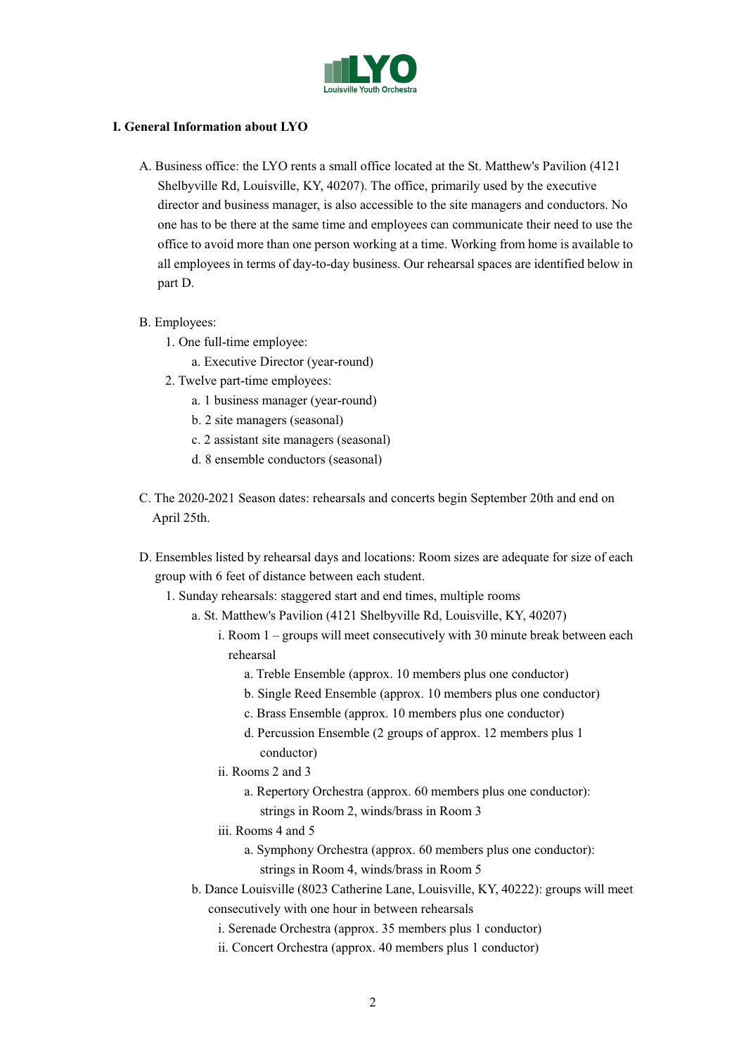## I. General Information about LYO

A. Business office: the LYO rents a small office located at the St. Matthew's Pavilion (4121 Shelbyville Rd, Louisville, KY, 40207). The office, primarily used by the executive director and business manager, is also accessible to the site managers and conductors. No one has to be there at the same time and employees can communicate their need to use the office to avoid more than one person working at a time. Working from home is available to all employees in terms of day-to-day business. Our rehearsal spaces are identified below in part D.

B. Employees:
  1. One full-time employee:
     a. Executive Director (year-round)
  2. Twelve part-time employees:
     a. 1 business manager (year-round)
     b. 2 site managers (seasonal)
     c. 2 assistant site managers (seasonal)
     d. 8 ensemble conductors (seasonal)

C. The 2020-2021 Season dates: rehearsals and concerts begin September 20th and end on April 25th.

D. Ensembles listed by rehearsal days and locations: Room sizes are adequate for size of each group with 6 feet of distance between each student.
  1. Sunday rehearsals: staggered start and end times, multiple rooms
     a. St. Matthew's Pavilion (4121 Shelbyville Rd, Louisville, KY, 40207)
        i. Room 1 – groups will meet consecutively with 30 minute break between each rehearsal
           a. Treble Ensemble (approx. 10 members plus one conductor)
           b. Single Reed Ensemble (approx. 10 members plus one conductor)
           c. Brass Ensemble (approx. 10 members plus one conductor)
           d. Percussion Ensemble (2 groups of approx. 12 members plus 1 conductor)
        ii. Rooms 2 and 3
           a. Repertory Orchestra (approx. 60 members plus one conductor): strings in Room 2, winds/brass in Room 3
        iii. Rooms 4 and 5
           a. Symphony Orchestra (approx. 60 members plus one conductor): strings in Room 4, winds/brass in Room 5
     b. Dance Louisville (8023 Catherine Lane, Louisville, KY, 40222): groups will meet consecutively with one hour in between rehearsals
        i. Serenade Orchestra (approx. 35 members plus 1 conductor)
        ii. Concert Orchestra (approx. 40 members plus 1 conductor)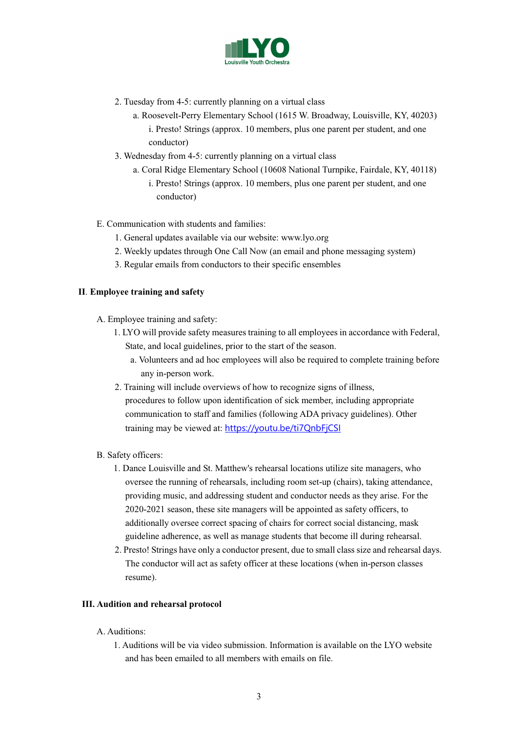2. Tuesday from 4-5: currently planning on a virtual class
    a. Roosevelt-Perry Elementary School (1615 W. Broadway, Louisville, KY, 40203)
        i. Presto! Strings (approx. 10 members, plus one parent per student, and one conductor)
3. Wednesday from 4-5: currently planning on a virtual class
    a. Coral Ridge Elementary School (10608 National Turnpike, Fairdale, KY, 40118)
        i. Presto! Strings (approx. 10 members, plus one parent per student, and one conductor)

E. Communication with students and families:

1. General updates available via our website: www.lyo.org
2. Weekly updates through One Call Now (an email and phone messaging system)
3. Regular emails from conductors to their specific ensembles

## II. Employee training and safety

A. Employee training and safety:

1. LYO will provide safety measures training to all employees in accordance with Federal, State, and local guidelines, prior to the start of the season.
    a. Volunteers and ad hoc employees will also be required to complete training before any in-person work.
2. Training will include overviews of how to recognize signs of illness, procedures to follow upon identification of sick member, including appropriate communication to staff and families (following ADA privacy guidelines). Other training may be viewed at: [https://youtu.be/ti7QnbFjCSI](https://youtu.be/ti7QnbFjCSI)

B. Safety officers:

1. Dance Louisville and St. Matthew's rehearsal locations utilize site managers, who oversee the running of rehearsals, including room set-up (chairs), taking attendance, providing music, and addressing student and conductor needs as they arise. For the 2020-2021 season, these site managers will be appointed as safety officers, to additionally oversee correct spacing of chairs for correct social distancing, mask guideline adherence, as well as manage students that become ill during rehearsal.
2. Presto! Strings have only a conductor present, due to small class size and rehearsal days. The conductor will act as safety officer at these locations (when in-person classes resume).

## III. Audition and rehearsal protocol

A. Auditions:

1. Auditions will be via video submission. Information is available on the LYO website and has been emailed to all members with emails on file.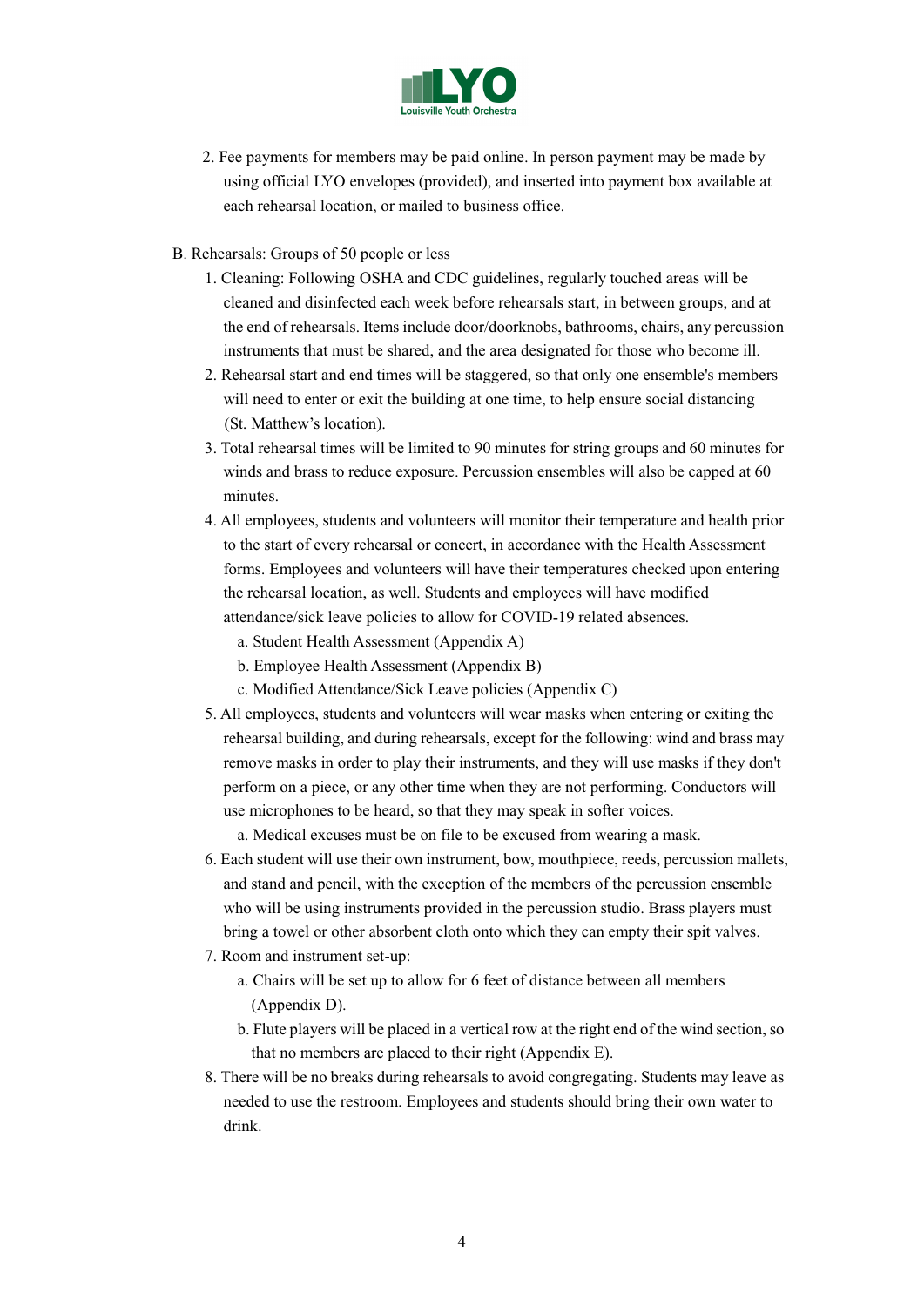2. Fee payments for members may be paid online. In person payment may be made by using official LYO envelopes (provided), and inserted into payment box available at each rehearsal location, or mailed to business office.

B. Rehearsals: Groups of 50 people or less

1. Cleaning: Following OSHA and CDC guidelines, regularly touched areas will be cleaned and disinfected each week before rehearsals start, in between groups, and at the end of rehearsals. Items include door/doorknobs, bathrooms, chairs, any percussion instruments that must be shared, and the area designated for those who become ill.
2. Rehearsal start and end times will be staggered, so that only one ensemble's members will need to enter or exit the building at one time, to help ensure social distancing (St. Matthew's location).
3. Total rehearsal times will be limited to 90 minutes for string groups and 60 minutes for winds and brass to reduce exposure. Percussion ensembles will also be capped at 60 minutes.
4. All employees, students and volunteers will monitor their temperature and health prior to the start of every rehearsal or concert, in accordance with the Health Assessment forms. Employees and volunteers will have their temperatures checked upon entering the rehearsal location, as well. Students and employees will have modified attendance/sick leave policies to allow for COVID-19 related absences.
   a. Student Health Assessment (Appendix A)
   b. Employee Health Assessment (Appendix B)
   c. Modified Attendance/Sick Leave policies (Appendix C)
5. All employees, students and volunteers will wear masks when entering or exiting the rehearsal building, and during rehearsals, except for the following: wind and brass may remove masks in order to play their instruments, and they will use masks if they don't perform on a piece, or any other time when they are not performing. Conductors will use microphones to be heard, so that they may speak in softer voices.
   a. Medical excuses must be on file to be excused from wearing a mask.
6. Each student will use their own instrument, bow, mouthpiece, reeds, percussion mallets, and stand and pencil, with the exception of the members of the percussion ensemble who will be using instruments provided in the percussion studio. Brass players must bring a towel or other absorbent cloth onto which they can empty their spit valves.
7. Room and instrument set-up:
   a. Chairs will be set up to allow for 6 feet of distance between all members (Appendix D).
   b. Flute players will be placed in a vertical row at the right end of the wind section, so that no members are placed to their right (Appendix E).
8. There will be no breaks during rehearsals to avoid congregating. Students may leave as needed to use the restroom. Employees and students should bring their own water to drink.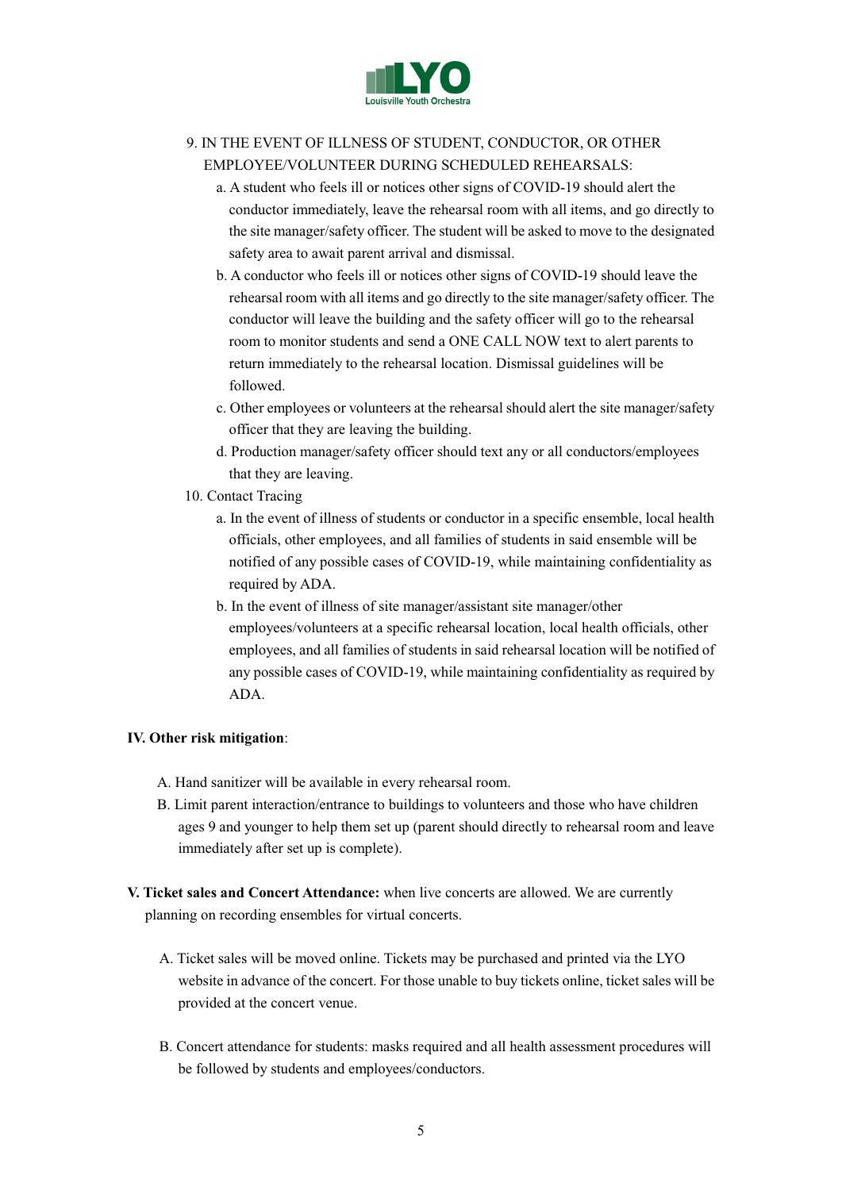9. IN THE EVENT OF ILLNESS OF STUDENT, CONDUCTOR, OR OTHER EMPLOYEE/VOLUNTEER DURING SCHEDULED REHEARSALS:
    a. A student who feels ill or notices other signs of COVID-19 should alert the conductor immediately, leave the rehearsal room with all items, and go directly to the site manager/safety officer. The student will be asked to move to the designated safety area to await parent arrival and dismissal.
    b. A conductor who feels ill or notices other signs of COVID-19 should leave the rehearsal room with all items and go directly to the site manager/safety officer. The conductor will leave the building and the safety officer will go to the rehearsal room to monitor students and send a ONE CALL NOW text to alert parents to return immediately to the rehearsal location. Dismissal guidelines will be followed.
    c. Other employees or volunteers at the rehearsal should alert the site manager/safety officer that they are leaving the building.
    d. Production manager/safety officer should text any or all conductors/employees that they are leaving.
10. Contact Tracing
    a. In the event of illness of students or conductor in a specific ensemble, local health officials, other employees, and all families of students in said ensemble will be notified of any possible cases of COVID-19, while maintaining confidentiality as required by ADA.
    b. In the event of illness of site manager/assistant site manager/other employees/volunteers at a specific rehearsal location, local health officials, other employees, and all families of students in said rehearsal location will be notified of any possible cases of COVID-19, while maintaining confidentiality as required by ADA.

**IV. Other risk mitigation**:

A. Hand sanitizer will be available in every rehearsal room.
B. Limit parent interaction/entrance to buildings to volunteers and those who have children ages 9 and younger to help them set up (parent should directly to rehearsal room and leave immediately after set up is complete).

**V. Ticket sales and Concert Attendance:** when live concerts are allowed. We are currently planning on recording ensembles for virtual concerts.

A. Ticket sales will be moved online. Tickets may be purchased and printed via the LYO website in advance of the concert. For those unable to buy tickets online, ticket sales will be provided at the concert venue.

B. Concert attendance for students: masks required and all health assessment procedures will be followed by students and employees/conductors.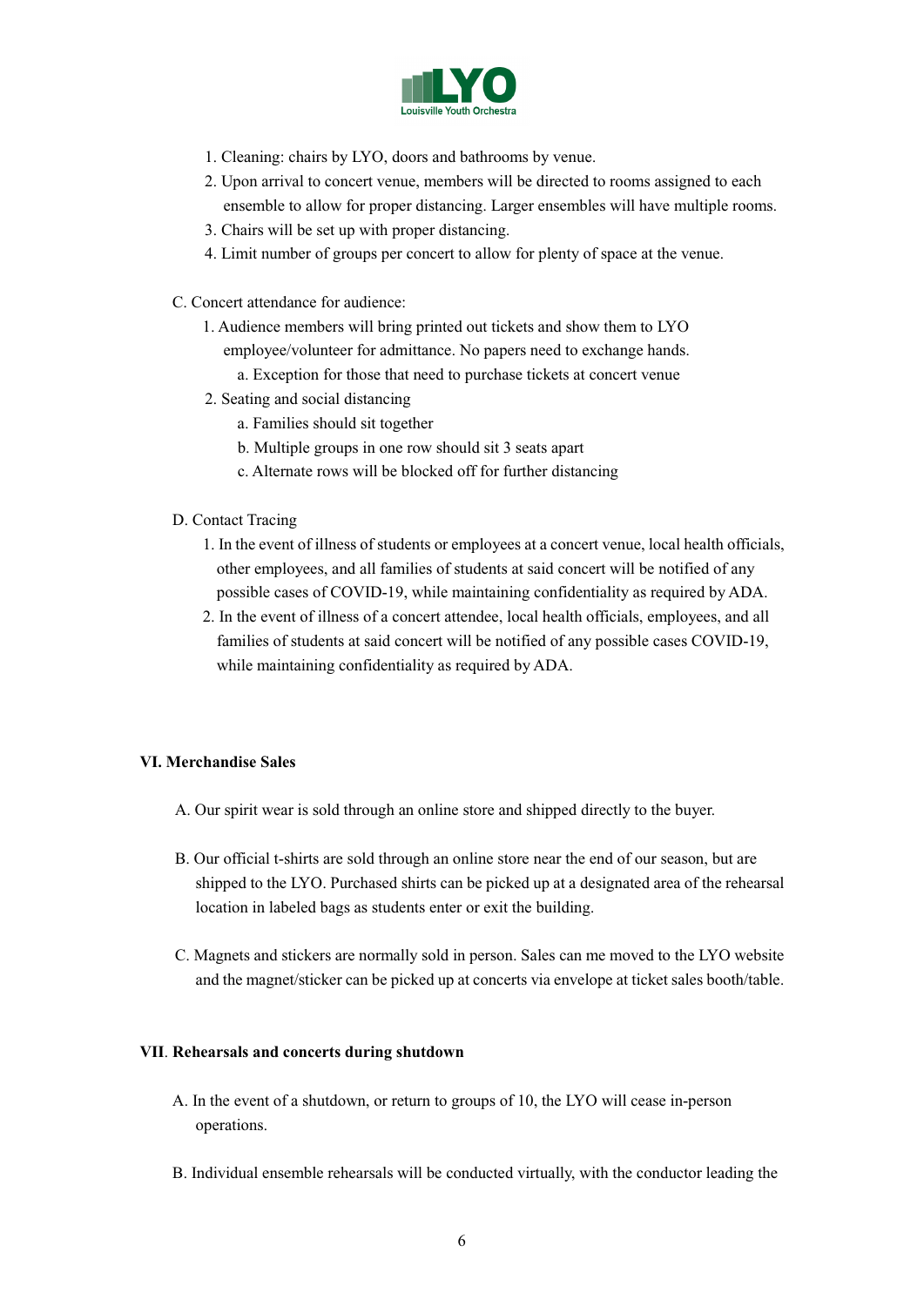1. Cleaning: chairs by LYO, doors and bathrooms by venue.
2. Upon arrival to concert venue, members will be directed to rooms assigned to each ensemble to allow for proper distancing. Larger ensembles will have multiple rooms.
3. Chairs will be set up with proper distancing.
4. Limit number of groups per concert to allow for plenty of space at the venue.

C. Concert attendance for audience:

1. Audience members will bring printed out tickets and show them to LYO employee/volunteer for admittance. No papers need to exchange hands.
    a. Exception for those that need to purchase tickets at concert venue
2. Seating and social distancing
    a. Families should sit together
    b. Multiple groups in one row should sit 3 seats apart
    c. Alternate rows will be blocked off for further distancing

D. Contact Tracing

1. In the event of illness of students or employees at a concert venue, local health officials, other employees, and all families of students at said concert will be notified of any possible cases of COVID-19, while maintaining confidentiality as required by ADA.
2. In the event of illness of a concert attendee, local health officials, employees, and all families of students at said concert will be notified of any possible cases COVID-19, while maintaining confidentiality as required by ADA.

**VI. Merchandise Sales**

A. Our spirit wear is sold through an online store and shipped directly to the buyer.

B. Our official t-shirts are sold through an online store near the end of our season, but are shipped to the LYO. Purchased shirts can be picked up at a designated area of the rehearsal location in labeled bags as students enter or exit the building.

C. Magnets and stickers are normally sold in person. Sales can me moved to the LYO website and the magnet/sticker can be picked up at concerts via envelope at ticket sales booth/table.

**VII. Rehearsals and concerts during shutdown**

A. In the event of a shutdown, or return to groups of 10, the LYO will cease in-person operations.

B. Individual ensemble rehearsals will be conducted virtually, with the conductor leading the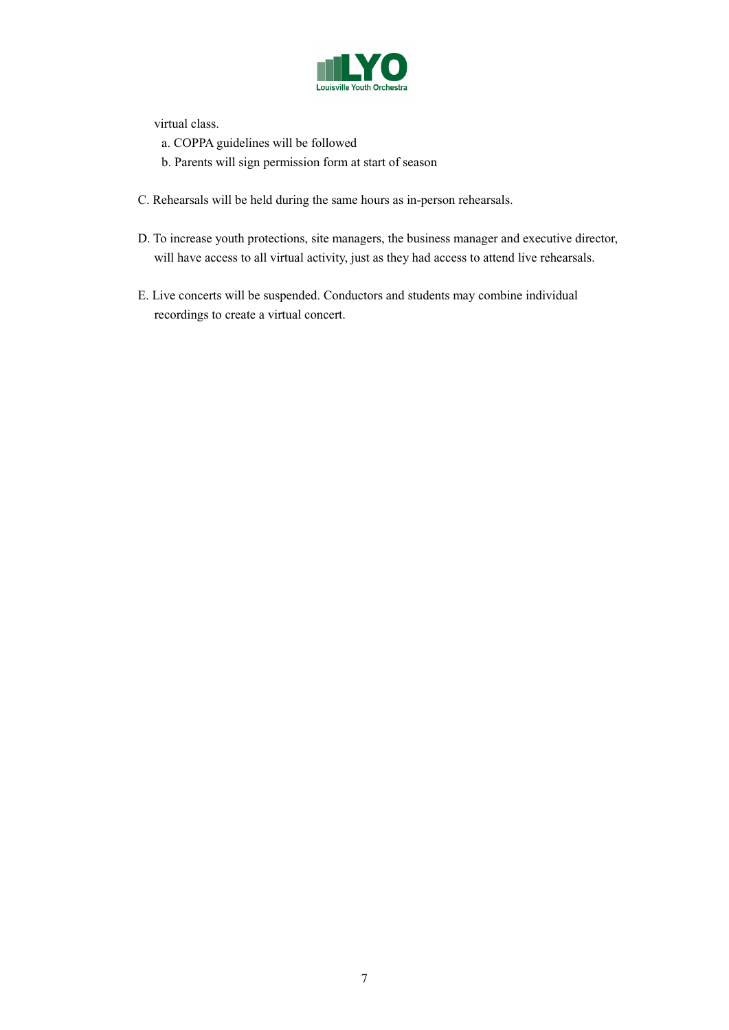virtual class.

a. COPPA guidelines will be followed

b. Parents will sign permission form at start of season

C. Rehearsals will be held during the same hours as in-person rehearsals.

D. To increase youth protections, site managers, the business manager and executive director, will have access to all virtual activity, just as they had access to attend live rehearsals.

E. Live concerts will be suspended. Conductors and students may combine individual recordings to create a virtual concert.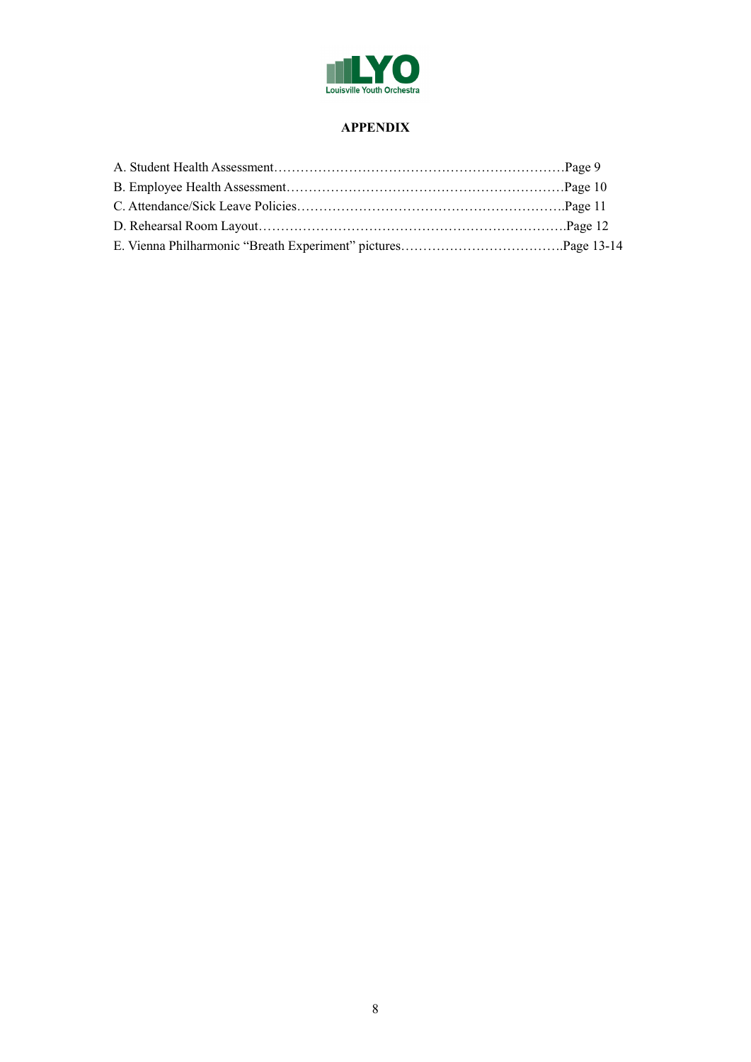# APPENDIX

A. Student Health Assessment…………………………………………………………Page 9
B. Employee Health Assessment………………………………………………………Page 10
C. Attendance/Sick Leave Policies……………………………………………………..Page 11
D. Rehearsal Room Layout…………………………………………………………….Page 12
E. Vienna Philharmonic "Breath Experiment" pictures……………………………….Page 13-14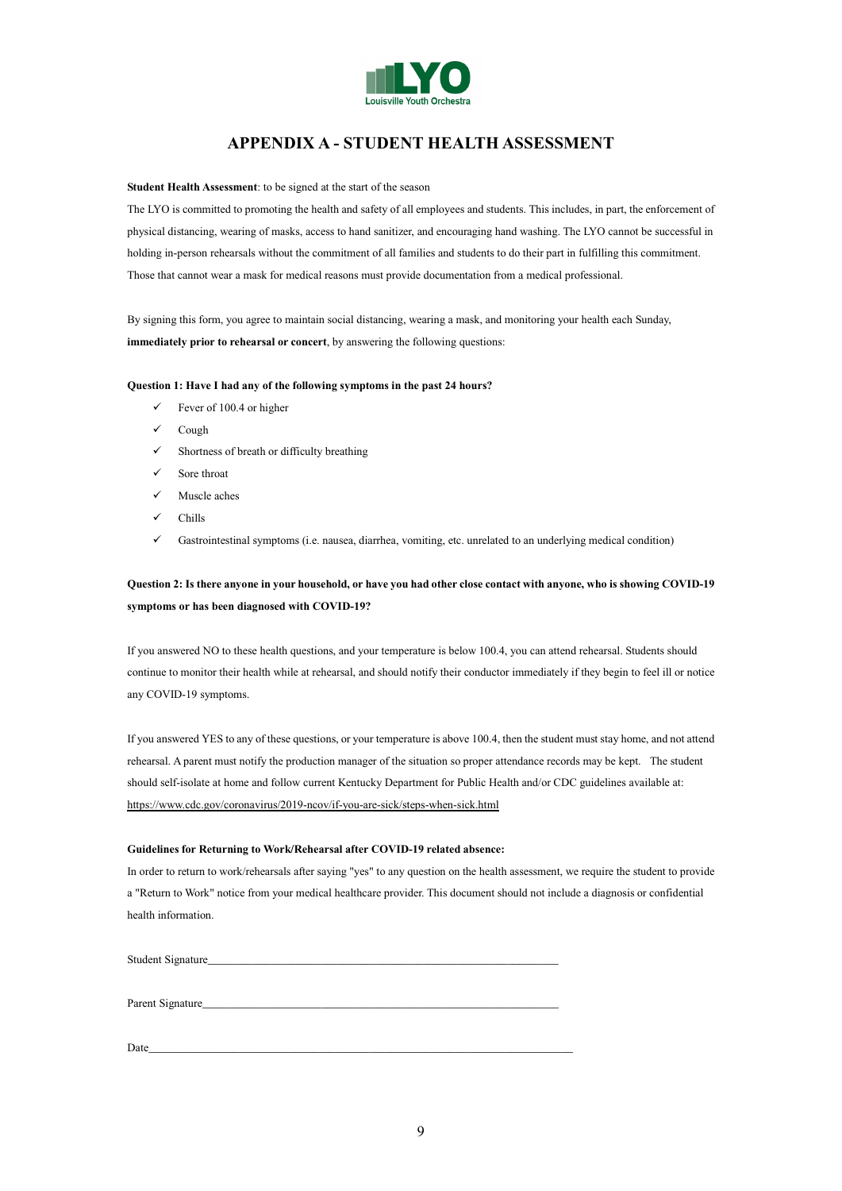# APPENDIX A - STUDENT HEALTH ASSESSMENT

**Student Health Assessment**: to be signed at the start of the season

The LYO is committed to promoting the health and safety of all employees and students. This includes, in part, the enforcement of physical distancing, wearing of masks, access to hand sanitizer, and encouraging hand washing. The LYO cannot be successful in holding in-person rehearsals without the commitment of all families and students to do their part in fulfilling this commitment. Those that cannot wear a mask for medical reasons must provide documentation from a medical professional.

By signing this form, you agree to maintain social distancing, wearing a mask, and monitoring your health each Sunday, **immediately prior to rehearsal or concert**, by answering the following questions:

**Question 1: Have I had any of the following symptoms in the past 24 hours?**

- ✓ Fever of 100.4 or higher
- ✓ Cough
- ✓ Shortness of breath or difficulty breathing
- ✓ Sore throat
- ✓ Muscle aches
- ✓ Chills
- ✓ Gastrointestinal symptoms (i.e. nausea, diarrhea, vomiting, etc. unrelated to an underlying medical condition)

**Question 2: Is there anyone in your household, or have you had other close contact with anyone, who is showing COVID-19 symptoms or has been diagnosed with COVID-19?**

If you answered NO to these health questions, and your temperature is below 100.4, you can attend rehearsal. Students should continue to monitor their health while at rehearsal, and should notify their conductor immediately if they begin to feel ill or notice any COVID-19 symptoms.

If you answered YES to any of these questions, or your temperature is above 100.4, then the student must stay home, and not attend rehearsal. A parent must notify the production manager of the situation so proper attendance records may be kept. The student should self-isolate at home and follow current Kentucky Department for Public Health and/or CDC guidelines available at: https://www.cdc.gov/coronavirus/2019-ncov/if-you-are-sick/steps-when-sick.html

**Guidelines for Returning to Work/Rehearsal after COVID-19 related absence:**

In order to return to work/rehearsals after saying "yes" to any question on the health assessment, we require the student to provide a "Return to Work" notice from your medical healthcare provider. This document should not include a diagnosis or confidential health information.

Student Signature_______________________________________________________________

Parent Signature_______________________________________________________________

Date___________________________________________________________________________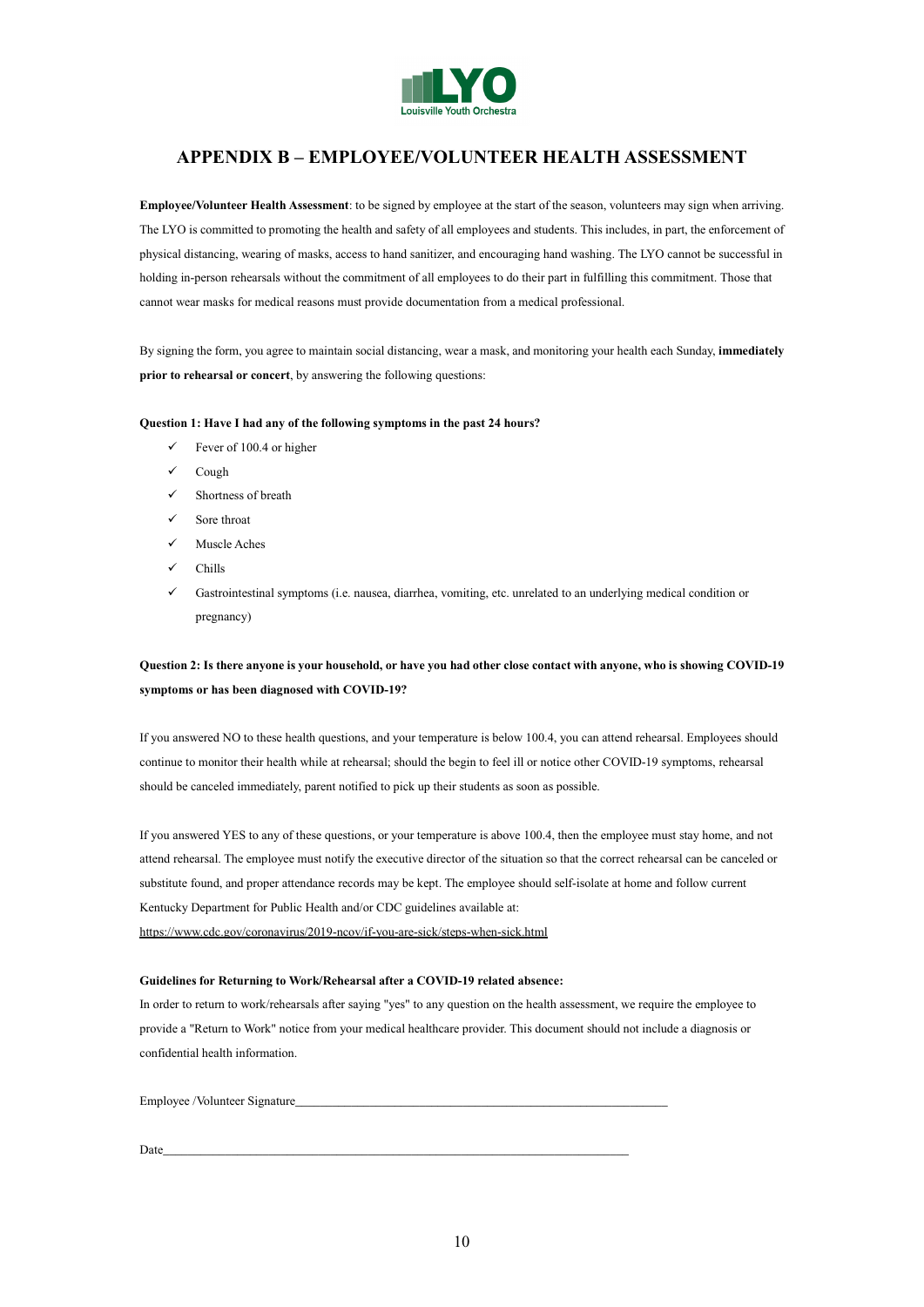## APPENDIX B – EMPLOYEE/VOLUNTEER HEALTH ASSESSMENT

**Employee/Volunteer Health Assessment**: to be signed by employee at the start of the season, volunteers may sign when arriving. The LYO is committed to promoting the health and safety of all employees and students. This includes, in part, the enforcement of physical distancing, wearing of masks, access to hand sanitizer, and encouraging hand washing. The LYO cannot be successful in holding in-person rehearsals without the commitment of all employees to do their part in fulfilling this commitment. Those that cannot wear masks for medical reasons must provide documentation from a medical professional.

By signing the form, you agree to maintain social distancing, wear a mask, and monitoring your health each Sunday, **immediately prior to rehearsal or concert**, by answering the following questions:

**Question 1: Have I had any of the following symptoms in the past 24 hours?**

- ✓ Fever of 100.4 or higher
- ✓ Cough
- ✓ Shortness of breath
- ✓ Sore throat
- ✓ Muscle Aches
- ✓ Chills
- ✓ Gastrointestinal symptoms (i.e. nausea, diarrhea, vomiting, etc. unrelated to an underlying medical condition or pregnancy)

**Question 2: Is there anyone is your household, or have you had other close contact with anyone, who is showing COVID-19 symptoms or has been diagnosed with COVID-19?**

If you answered NO to these health questions, and your temperature is below 100.4, you can attend rehearsal. Employees should continue to monitor their health while at rehearsal; should the begin to feel ill or notice other COVID-19 symptoms, rehearsal should be canceled immediately, parent notified to pick up their students as soon as possible.

If you answered YES to any of these questions, or your temperature is above 100.4, then the employee must stay home, and not attend rehearsal. The employee must notify the executive director of the situation so that the correct rehearsal can be canceled or substitute found, and proper attendance records may be kept. The employee should self-isolate at home and follow current Kentucky Department for Public Health and/or CDC guidelines available at: https://www.cdc.gov/coronavirus/2019-ncov/if-you-are-sick/steps-when-sick.html

**Guidelines for Returning to Work/Rehearsal after a COVID-19 related absence:**

In order to return to work/rehearsals after saying "yes" to any question on the health assessment, we require the employee to provide a "Return to Work" notice from your medical healthcare provider. This document should not include a diagnosis or confidential health information.

Employee /Volunteer Signature\_\_\_\_\_\_\_\_\_\_\_\_\_\_\_\_\_\_\_\_\_\_\_\_\_\_\_\_\_\_\_\_\_\_\_\_\_\_\_\_\_\_\_\_\_\_\_\_

Date\_\_\_\_\_\_\_\_\_\_\_\_\_\_\_\_\_\_\_\_\_\_\_\_\_\_\_\_\_\_\_\_\_\_\_\_\_\_\_\_\_\_\_\_\_\_\_\_\_\_\_\_\_\_\_\_\_\_\_\_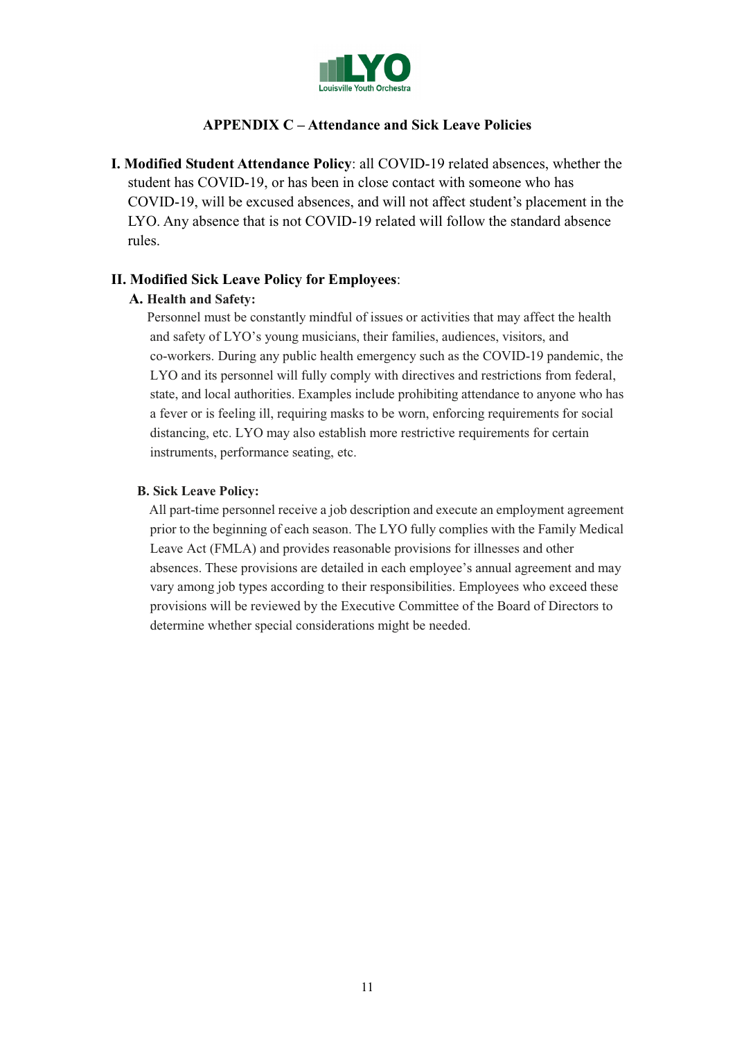## APPENDIX C – Attendance and Sick Leave Policies

**I. Modified Student Attendance Policy**: all COVID-19 related absences, whether the student has COVID-19, or has been in close contact with someone who has COVID-19, will be excused absences, and will not affect student's placement in the LYO. Any absence that is not COVID-19 related will follow the standard absence rules.

**II. Modified Sick Leave Policy for Employees**:

**A. Health and Safety:**

Personnel must be constantly mindful of issues or activities that may affect the health and safety of LYO's young musicians, their families, audiences, visitors, and co-workers. During any public health emergency such as the COVID-19 pandemic, the LYO and its personnel will fully comply with directives and restrictions from federal, state, and local authorities. Examples include prohibiting attendance to anyone who has a fever or is feeling ill, requiring masks to be worn, enforcing requirements for social distancing, etc. LYO may also establish more restrictive requirements for certain instruments, performance seating, etc.

**B. Sick Leave Policy:**

All part-time personnel receive a job description and execute an employment agreement prior to the beginning of each season. The LYO fully complies with the Family Medical Leave Act (FMLA) and provides reasonable provisions for illnesses and other absences. These provisions are detailed in each employee's annual agreement and may vary among job types according to their responsibilities. Employees who exceed these provisions will be reviewed by the Executive Committee of the Board of Directors to determine whether special considerations might be needed.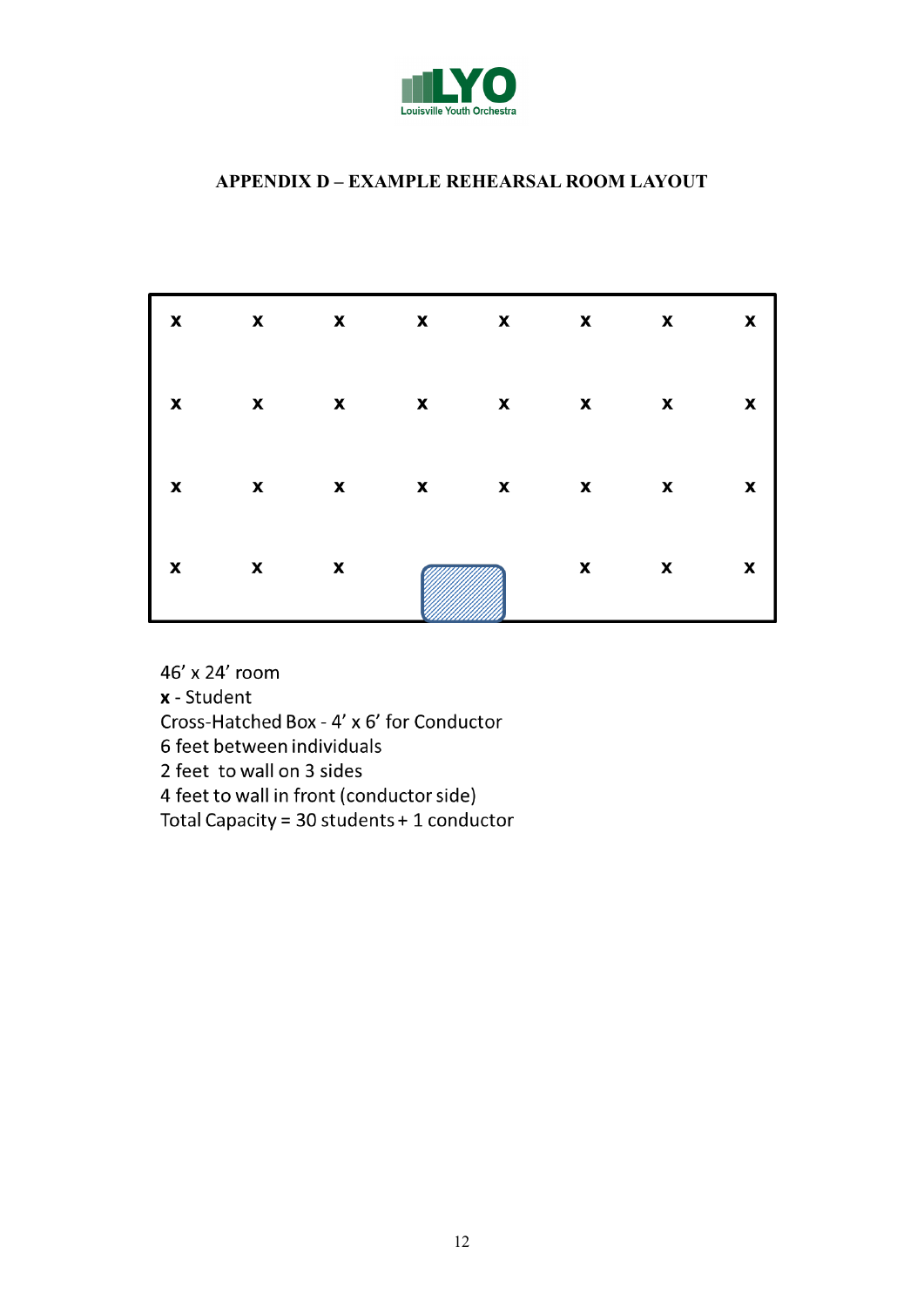## APPENDIX D – EXAMPLE REHEARSAL ROOM LAYOUT

| x | x | x | x | x | x | x | x |
|---|---|---|---|---|---|---|---|
| x | x | x | x | x | x | x | x |
| x | x | x | x | x | x | x | x |
| x | x | x | | | x | x | x |

46’ x 24’ room
**x** - Student
Cross-Hatched Box - 4’ x 6’ for Conductor
6 feet between individuals
2 feet to wall on 3 sides
4 feet to wall in front (conductor side)
Total Capacity = 30 students + 1 conductor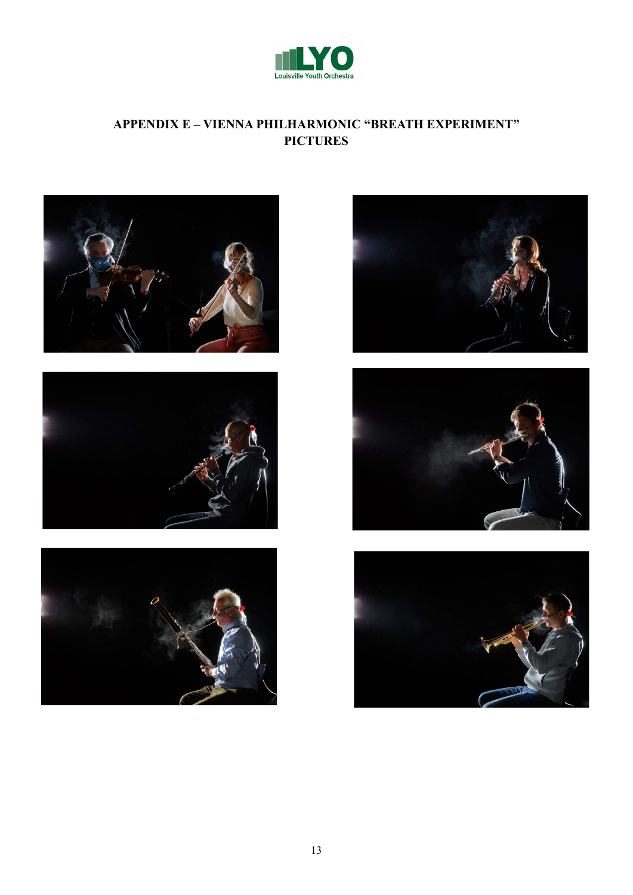## APPENDIX E – VIENNA PHILHARMONIC "BREATH EXPERIMENT" PICTURES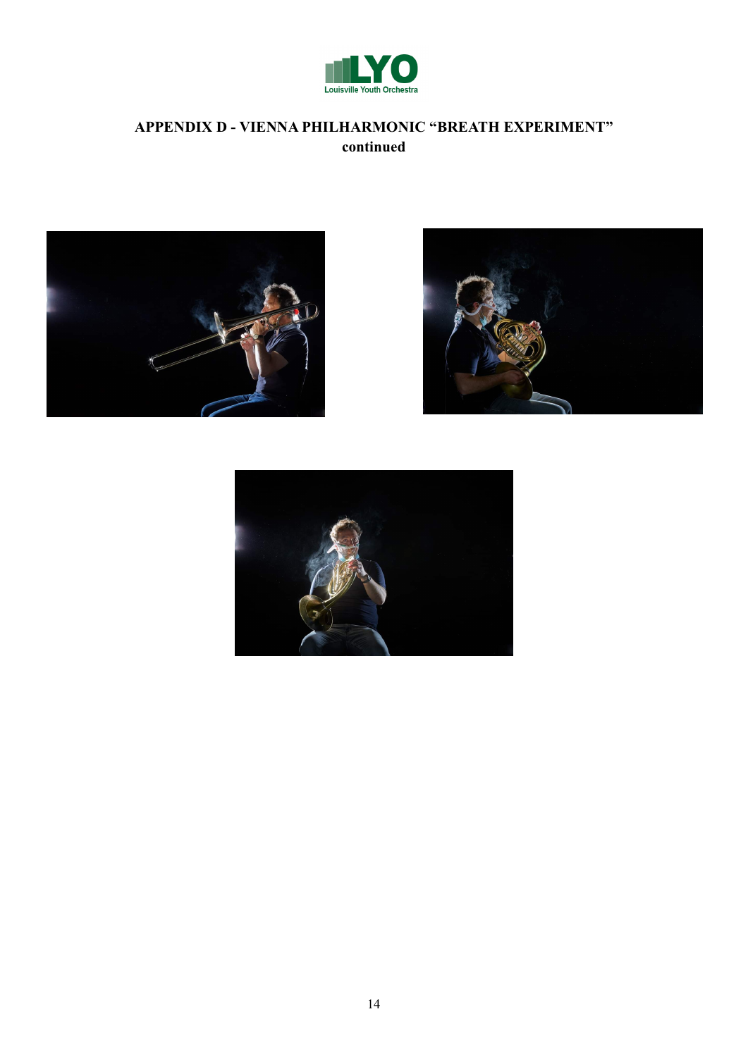## APPENDIX D - VIENNA PHILHARMONIC "BREATH EXPERIMENT" continued